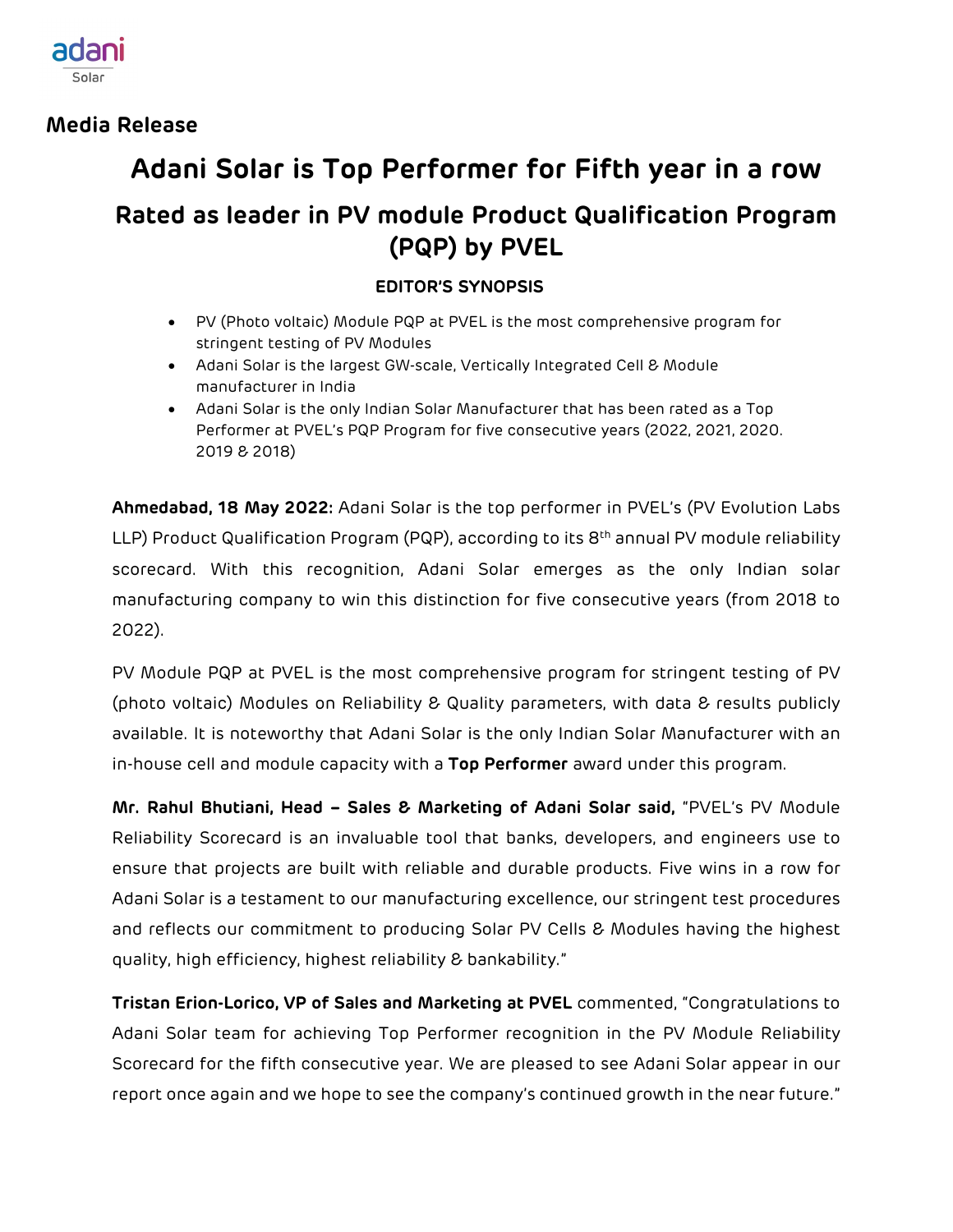adani
Solar

**Media Release**

# Adani Solar is Top Performer for Fifth year in a row

## Rated as leader in PV module Product Qualification Program (PQP) by PVEL

### EDITOR'S SYNOPSIS

- PV (Photo voltaic) Module PQP at PVEL is the most comprehensive program for stringent testing of PV Modules
- Adani Solar is the largest GW-scale, Vertically Integrated Cell & Module manufacturer in India
- Adani Solar is the only Indian Solar Manufacturer that has been rated as a Top Performer at PVEL's PQP Program for five consecutive years (2022, 2021, 2020. 2019 & 2018)

**Ahmedabad, 18 May 2022:** Adani Solar is the top performer in PVEL's (PV Evolution Labs LLP) Product Qualification Program (PQP), according to its 8th annual PV module reliability scorecard. With this recognition, Adani Solar emerges as the only Indian solar manufacturing company to win this distinction for five consecutive years (from 2018 to 2022).

PV Module PQP at PVEL is the most comprehensive program for stringent testing of PV (photo voltaic) Modules on Reliability & Quality parameters, with data & results publicly available. It is noteworthy that Adani Solar is the only Indian Solar Manufacturer with an in-house cell and module capacity with a **Top Performer** award under this program.

**Mr. Rahul Bhutiani, Head – Sales & Marketing of Adani Solar said,** "PVEL's PV Module Reliability Scorecard is an invaluable tool that banks, developers, and engineers use to ensure that projects are built with reliable and durable products. Five wins in a row for Adani Solar is a testament to our manufacturing excellence, our stringent test procedures and reflects our commitment to producing Solar PV Cells & Modules having the highest quality, high efficiency, highest reliability & bankability."

**Tristan Erion-Lorico, VP of Sales and Marketing at PVEL** commented, "Congratulations to Adani Solar team for achieving Top Performer recognition in the PV Module Reliability Scorecard for the fifth consecutive year. We are pleased to see Adani Solar appear in our report once again and we hope to see the company's continued growth in the near future."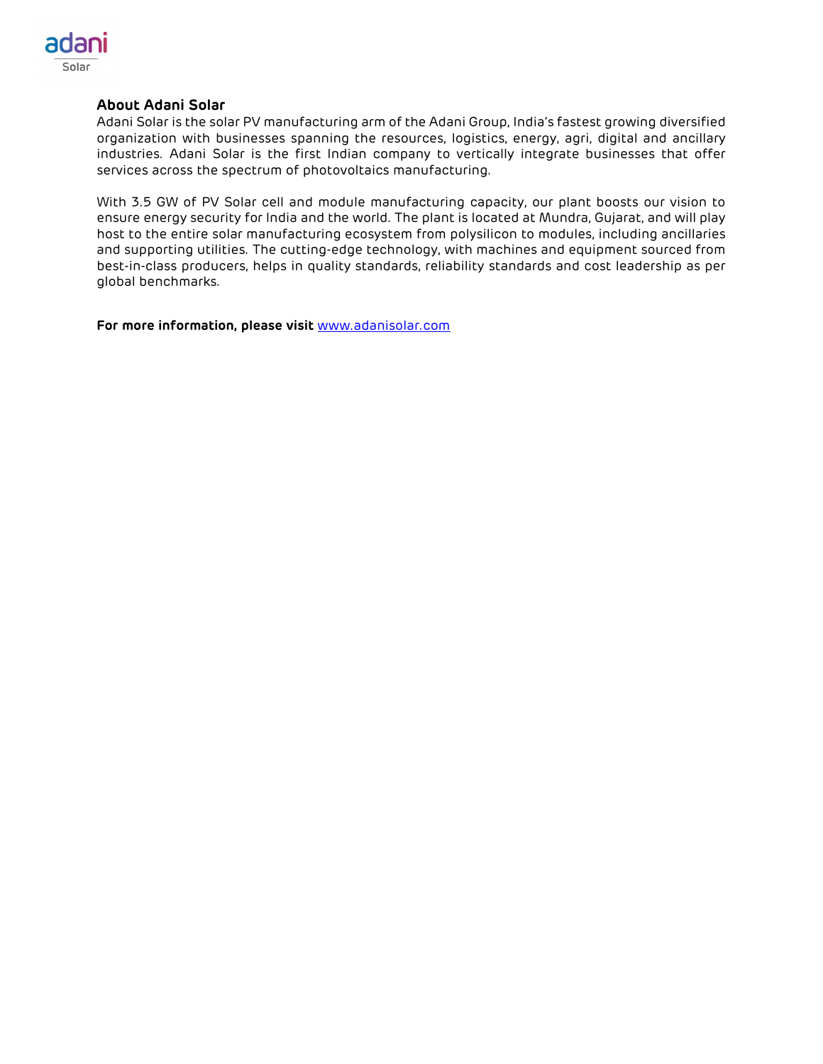## About Adani Solar

Adani Solar is the solar PV manufacturing arm of the Adani Group, India's fastest growing diversified organization with businesses spanning the resources, logistics, energy, agri, digital and ancillary industries. Adani Solar is the first Indian company to vertically integrate businesses that offer services across the spectrum of photovoltaics manufacturing.

With 3.5 GW of PV Solar cell and module manufacturing capacity, our plant boosts our vision to ensure energy security for India and the world. The plant is located at Mundra, Gujarat, and will play host to the entire solar manufacturing ecosystem from polysilicon to modules, including ancillaries and supporting utilities. The cutting-edge technology, with machines and equipment sourced from best-in-class producers, helps in quality standards, reliability standards and cost leadership as per global benchmarks.

**For more information, please visit** [www.adanisolar.com](http://www.adanisolar.com)